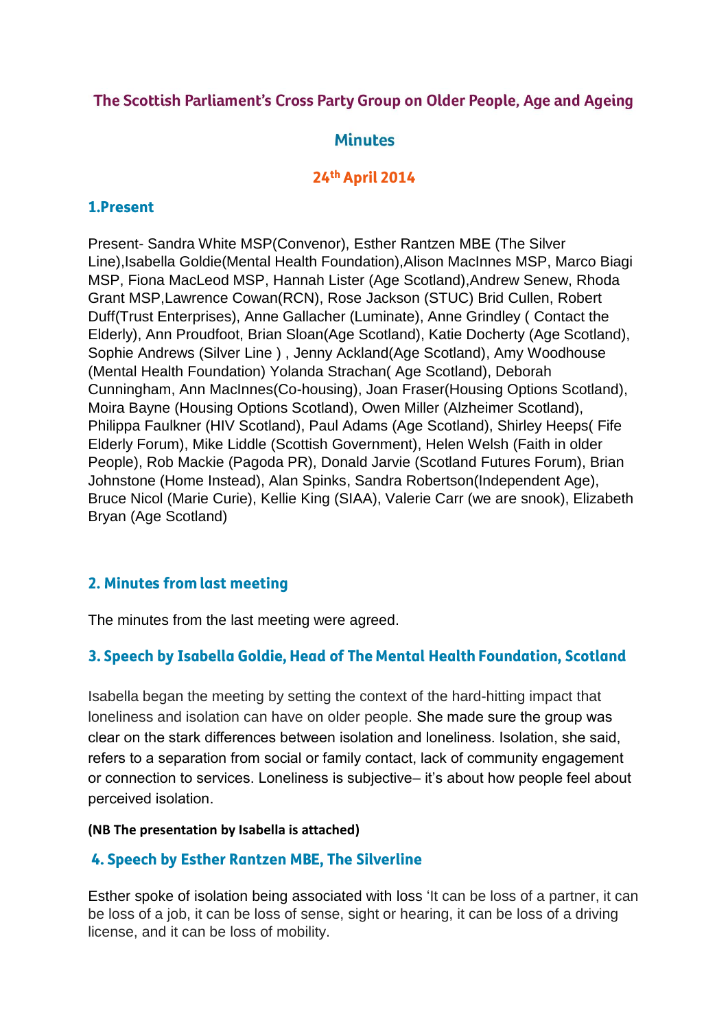# The Scottish Parliament's Cross Party Group on Older People, Age and Ageing

## Minutes

### 24th April 2014

## 1.Present

Present- Sandra White MSP(Convenor), Esther Rantzen MBE (The Silver Line),Isabella Goldie(Mental Health Foundation),Alison MacInnes MSP, Marco Biagi MSP, Fiona MacLeod MSP, Hannah Lister (Age Scotland),Andrew Senew, Rhoda Grant MSP,Lawrence Cowan(RCN), Rose Jackson (STUC) Brid Cullen, Robert Duff(Trust Enterprises), Anne Gallacher (Luminate), Anne Grindley ( Contact the Elderly), Ann Proudfoot, Brian Sloan(Age Scotland), Katie Docherty (Age Scotland), Sophie Andrews (Silver Line ) , Jenny Ackland(Age Scotland), Amy Woodhouse (Mental Health Foundation) Yolanda Strachan( Age Scotland), Deborah Cunningham, Ann MacInnes(Co-housing), Joan Fraser(Housing Options Scotland), Moira Bayne (Housing Options Scotland), Owen Miller (Alzheimer Scotland), Philippa Faulkner (HIV Scotland), Paul Adams (Age Scotland), Shirley Heeps( Fife Elderly Forum), Mike Liddle (Scottish Government), Helen Welsh (Faith in older People), Rob Mackie (Pagoda PR), Donald Jarvie (Scotland Futures Forum), Brian Johnstone (Home Instead), Alan Spinks, Sandra Robertson(Independent Age), Bruce Nicol (Marie Curie), Kellie King (SIAA), Valerie Carr (we are snook), Elizabeth Bryan (Age Scotland)

## 2. Minutes from last meeting

The minutes from the last meeting were agreed.

## 3. Speech by Isabella Goldie, Head of The Mental Health Foundation, Scotland

Isabella began the meeting by setting the context of the hard-hitting impact that loneliness and isolation can have on older people. She made sure the group was clear on the stark differences between isolation and loneliness. Isolation, she said, refers to a separation from social or family contact, lack of community engagement or connection to services. Loneliness is subjective– it's about how people feel about perceived isolation.

**(NB The presentation by Isabella is attached)**

## 4. Speech by Esther Rantzen MBE, The Silverline

Esther spoke of isolation being associated with loss 'It can be loss of a partner, it can be loss of a job, it can be loss of sense, sight or hearing, it can be loss of a driving license, and it can be loss of mobility.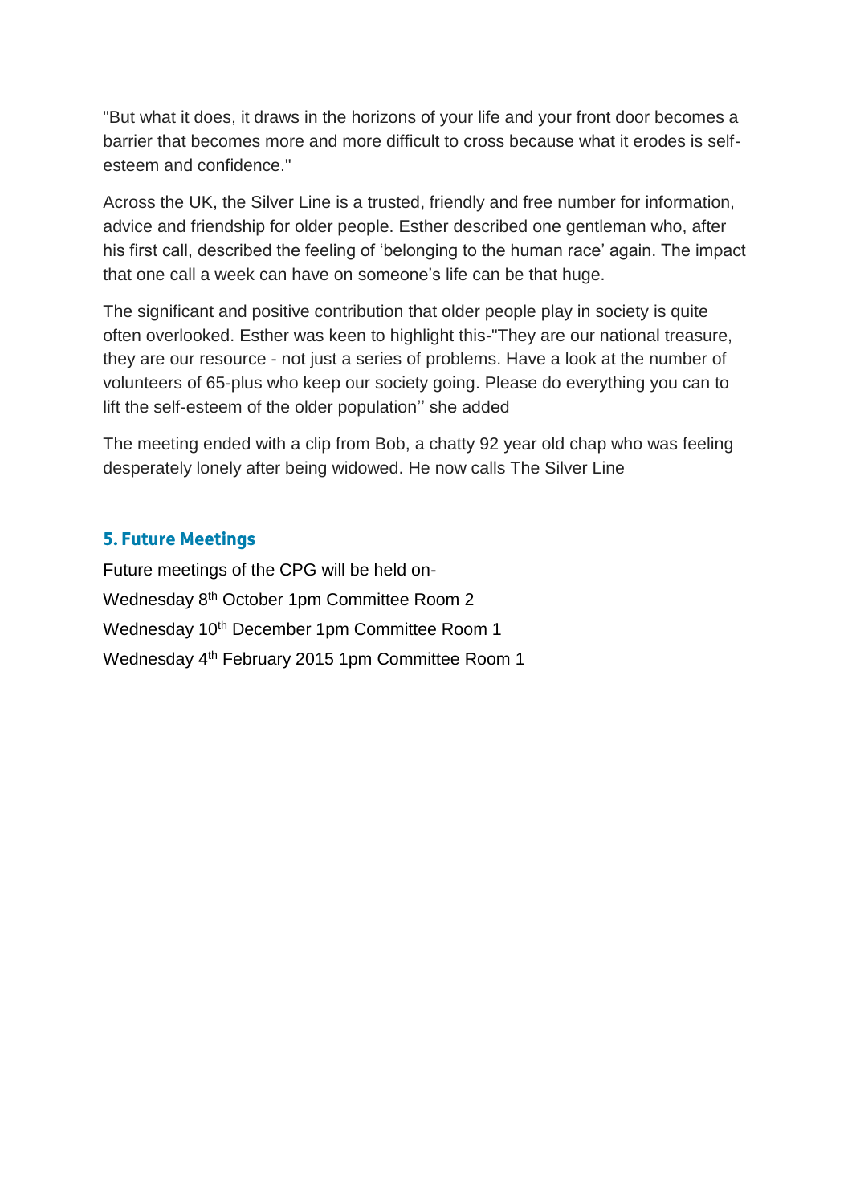"But what it does, it draws in the horizons of your life and your front door becomes a barrier that becomes more and more difficult to cross because what it erodes is self-esteem and confidence."

Across the UK, the Silver Line is a trusted, friendly and free number for information, advice and friendship for older people. Esther described one gentleman who, after his first call, described the feeling of 'belonging to the human race' again. The impact that one call a week can have on someone's life can be that huge.

The significant and positive contribution that older people play in society is quite often overlooked. Esther was keen to highlight this-"They are our national treasure, they are our resource - not just a series of problems. Have a look at the number of volunteers of 65-plus who keep our society going. Please do everything you can to lift the self-esteem of the older population'' she added

The meeting ended with a clip from Bob, a chatty 92 year old chap who was feeling desperately lonely after being widowed. He now calls The Silver Line

## 5. Future Meetings

Future meetings of the CPG will be held on-

Wednesday 8th October 1pm Committee Room 2

Wednesday 10th December 1pm Committee Room 1

Wednesday 4th February 2015 1pm Committee Room 1